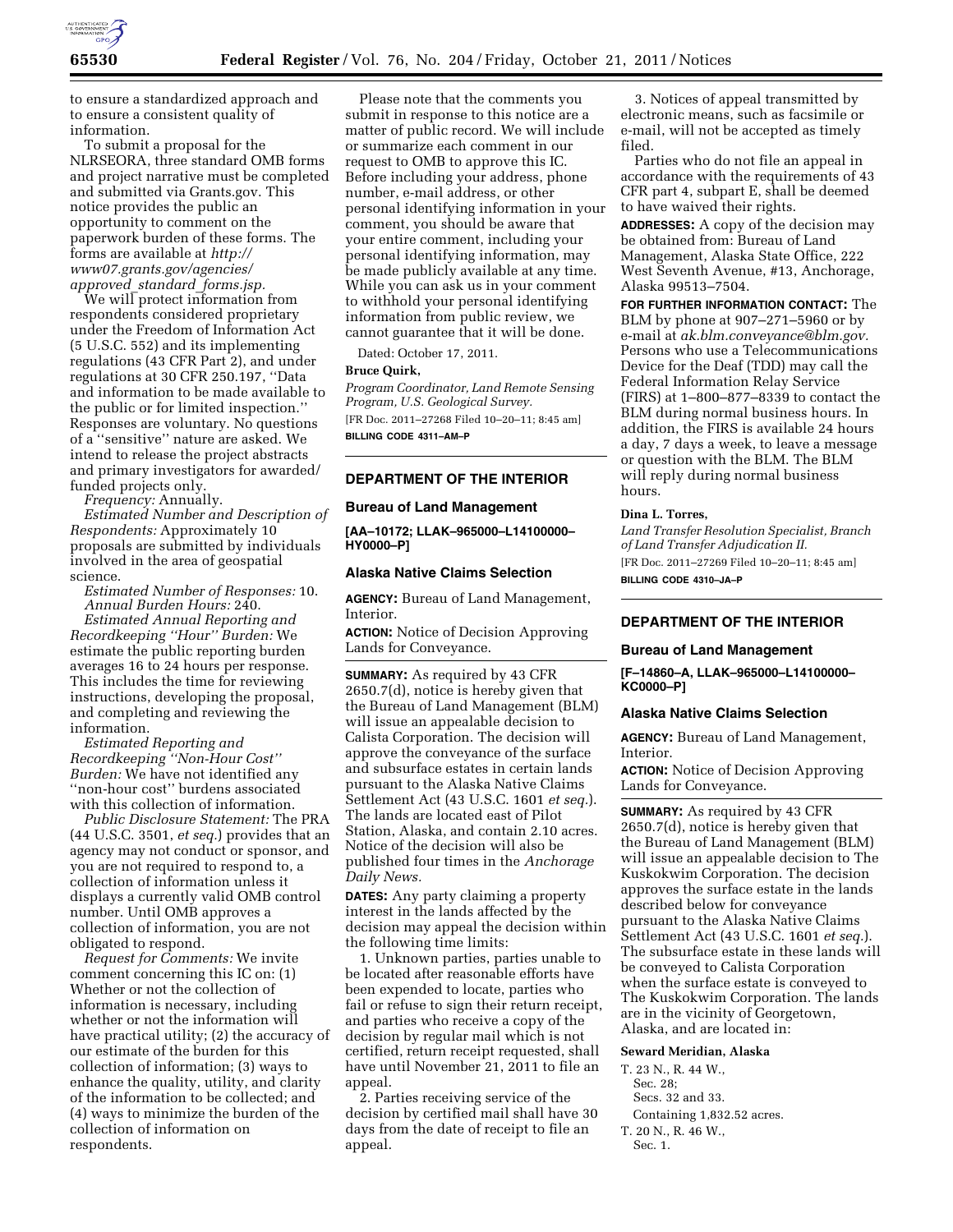to ensure a standardized approach and to ensure a consistent quality of information.

To submit a proposal for the NLRSEORA, three standard OMB forms and project narrative must be completed and submitted via Grants.gov. This notice provides the public an opportunity to comment on the paperwork burden of these forms. The forms are available at *http://www07.grants.gov/agencies/approved_standard_forms.jsp.*

We will protect information from respondents considered proprietary under the Freedom of Information Act (5 U.S.C. 552) and its implementing regulations (43 CFR Part 2), and under regulations at 30 CFR 250.197, ''Data and information to be made available to the public or for limited inspection.'' Responses are voluntary. No questions of a ''sensitive'' nature are asked. We intend to release the project abstracts and primary investigators for awarded/funded projects only.

*Frequency:* Annually.

*Estimated Number and Description of Respondents:* Approximately 10 proposals are submitted by individuals involved in the area of geospatial science.

*Estimated Number of Responses:* 10.

*Annual Burden Hours:* 240.

*Estimated Annual Reporting and Recordkeeping ''Hour'' Burden:* We estimate the public reporting burden averages 16 to 24 hours per response. This includes the time for reviewing instructions, developing the proposal, and completing and reviewing the information.

*Estimated Reporting and Recordkeeping ''Non-Hour Cost'' Burden:* We have not identified any ''non-hour cost'' burdens associated with this collection of information.

*Public Disclosure Statement:* The PRA (44 U.S.C. 3501, *et seq.*) provides that an agency may not conduct or sponsor, and you are not required to respond to, a collection of information unless it displays a currently valid OMB control number. Until OMB approves a collection of information, you are not obligated to respond.

*Request for Comments:* We invite comment concerning this IC on: (1) Whether or not the collection of information is necessary, including whether or not the information will have practical utility; (2) the accuracy of our estimate of the burden for this collection of information; (3) ways to enhance the quality, utility, and clarity of the information to be collected; and (4) ways to minimize the burden of the collection of information on respondents.

Please note that the comments you submit in response to this notice are a matter of public record. We will include or summarize each comment in our request to OMB to approve this IC. Before including your address, phone number, e-mail address, or other personal identifying information in your comment, you should be aware that your entire comment, including your personal identifying information, may be made publicly available at any time. While you can ask us in your comment to withhold your personal identifying information from public review, we cannot guarantee that it will be done.

Dated: October 17, 2011.

**Bruce Quirk,**

*Program Coordinator, Land Remote Sensing Program, U.S. Geological Survey.*

[FR Doc. 2011–27268 Filed 10–20–11; 8:45 am]

**BILLING CODE 4311–AM–P**

---

## DEPARTMENT OF THE INTERIOR

### Bureau of Land Management

**[AA–10172; LLAK–965000–L14100000–HY0000–P]**

### Alaska Native Claims Selection

**AGENCY:** Bureau of Land Management, Interior.

**ACTION:** Notice of Decision Approving Lands for Conveyance.

**SUMMARY:** As required by 43 CFR 2650.7(d), notice is hereby given that the Bureau of Land Management (BLM) will issue an appealable decision to Calista Corporation. The decision will approve the conveyance of the surface and subsurface estates in certain lands pursuant to the Alaska Native Claims Settlement Act (43 U.S.C. 1601 *et seq.*). The lands are located east of Pilot Station, Alaska, and contain 2.10 acres. Notice of the decision will also be published four times in the *Anchorage Daily News.*

**DATES:** Any party claiming a property interest in the lands affected by the decision may appeal the decision within the following time limits:

1. Unknown parties, parties unable to be located after reasonable efforts have been expended to locate, parties who fail or refuse to sign their return receipt, and parties who receive a copy of the decision by regular mail which is not certified, return receipt requested, shall have until November 21, 2011 to file an appeal.

2. Parties receiving service of the decision by certified mail shall have 30 days from the date of receipt to file an appeal.

3. Notices of appeal transmitted by electronic means, such as facsimile or e-mail, will not be accepted as timely filed.

Parties who do not file an appeal in accordance with the requirements of 43 CFR part 4, subpart E, shall be deemed to have waived their rights.

**ADDRESSES:** A copy of the decision may be obtained from: Bureau of Land Management, Alaska State Office, 222 West Seventh Avenue, #13, Anchorage, Alaska 99513–7504.

**FOR FURTHER INFORMATION CONTACT:** The BLM by phone at 907–271–5960 or by e-mail at *ak.blm.conveyance@blm.gov.* Persons who use a Telecommunications Device for the Deaf (TDD) may call the Federal Information Relay Service (FIRS) at 1–800–877–8339 to contact the BLM during normal business hours. In addition, the FIRS is available 24 hours a day, 7 days a week, to leave a message or question with the BLM. The BLM will reply during normal business hours.

**Dina L. Torres,**

*Land Transfer Resolution Specialist, Branch of Land Transfer Adjudication II.*

[FR Doc. 2011–27269 Filed 10–20–11; 8:45 am]

**BILLING CODE 4310–JA–P**

---

## DEPARTMENT OF THE INTERIOR

### Bureau of Land Management

**[F–14860–A, LLAK–965000–L14100000–KC0000–P]**

### Alaska Native Claims Selection

**AGENCY:** Bureau of Land Management, Interior.

**ACTION:** Notice of Decision Approving Lands for Conveyance.

**SUMMARY:** As required by 43 CFR 2650.7(d), notice is hereby given that the Bureau of Land Management (BLM) will issue an appealable decision to The Kuskokwim Corporation. The decision approves the surface estate in the lands described below for conveyance pursuant to the Alaska Native Claims Settlement Act (43 U.S.C. 1601 *et seq.*). The subsurface estate in these lands will be conveyed to Calista Corporation when the surface estate is conveyed to The Kuskokwim Corporation. The lands are in the vicinity of Georgetown, Alaska, and are located in:

**Seward Meridian, Alaska**

T. 23 N., R. 44 W.,
Sec. 28;
Secs. 32 and 33.
Containing 1,832.52 acres.

T. 20 N., R. 46 W.,
Sec. 1.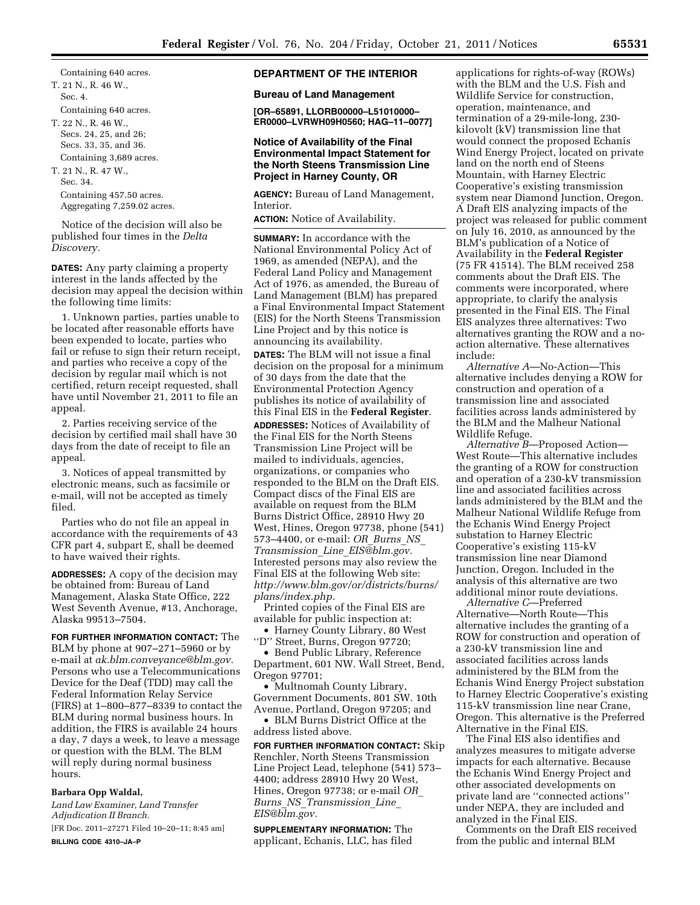Containing 640 acres.

T. 21 N., R. 46 W.,

Sec. 4.

Containing 640 acres.

T. 22 N., R. 46 W.,

Secs. 24, 25, and 26;

Secs. 33, 35, and 36.

Containing 3,689 acres.

T. 21 N., R. 47 W.,

Sec. 34.

Containing 457.50 acres.

Aggregating 7,259.02 acres.

Notice of the decision will also be published four times in the *Delta Discovery.*

**DATES:** Any party claiming a property interest in the lands affected by the decision may appeal the decision within the following time limits:

1. Unknown parties, parties unable to be located after reasonable efforts have been expended to locate, parties who fail or refuse to sign their return receipt, and parties who receive a copy of the decision by regular mail which is not certified, return receipt requested, shall have until November 21, 2011 to file an appeal.

2. Parties receiving service of the decision by certified mail shall have 30 days from the date of receipt to file an appeal.

3. Notices of appeal transmitted by electronic means, such as facsimile or e-mail, will not be accepted as timely filed.

Parties who do not file an appeal in accordance with the requirements of 43 CFR part 4, subpart E, shall be deemed to have waived their rights.

**ADDRESSES:** A copy of the decision may be obtained from: Bureau of Land Management, Alaska State Office, 222 West Seventh Avenue, #13, Anchorage, Alaska 99513–7504.

**FOR FURTHER INFORMATION CONTACT:** The BLM by phone at 907–271–5960 or by e-mail at *ak.blm.conveyance@blm.gov.* Persons who use a Telecommunications Device for the Deaf (TDD) may call the Federal Information Relay Service (FIRS) at 1–800–877–8339 to contact the BLM during normal business hours. In addition, the FIRS is available 24 hours a day, 7 days a week, to leave a message or question with the BLM. The BLM will reply during normal business hours.

**Barbara Opp Waldal,**

*Land Law Examiner, Land Transfer Adjudication II Branch.*

[FR Doc. 2011–27271 Filed 10–20–11; 8:45 am]

**BILLING CODE 4310–JA–P**

## DEPARTMENT OF THE INTERIOR

### Bureau of Land Management

**[OR–65891, LLORB00000–L51010000–ER0000–LVRWH09H0560; HAG–11–0077]**

### Notice of Availability of the Final Environmental Impact Statement for the North Steens Transmission Line Project in Harney County, OR

**AGENCY:** Bureau of Land Management, Interior.

**ACTION:** Notice of Availability.

**SUMMARY:** In accordance with the National Environmental Policy Act of 1969, as amended (NEPA), and the Federal Land Policy and Management Act of 1976, as amended, the Bureau of Land Management (BLM) has prepared a Final Environmental Impact Statement (EIS) for the North Steens Transmission Line Project and by this notice is announcing its availability.

**DATES:** The BLM will not issue a final decision on the proposal for a minimum of 30 days from the date that the Environmental Protection Agency publishes its notice of availability of this Final EIS in the **Federal Register**.

**ADDRESSES:** Notices of Availability of the Final EIS for the North Steens Transmission Line Project will be mailed to individuals, agencies, organizations, or companies who responded to the BLM on the Draft EIS. Compact discs of the Final EIS are available on request from the BLM Burns District Office, 28910 Hwy 20 West, Hines, Oregon 97738, phone (541) 573–4400, or e-mail: *OR_Burns_NS_Transmission_Line_EIS@blm.gov.* Interested persons may also review the Final EIS at the following Web site: *http://www.blm.gov/or/districts/burns/plans/index.php.*

Printed copies of the Final EIS are available for public inspection at:

- Harney County Library, 80 West ''D'' Street, Burns, Oregon 97720;
- Bend Public Library, Reference Department, 601 NW. Wall Street, Bend, Oregon 97701;
- Multnomah County Library, Government Documents, 801 SW. 10th Avenue, Portland, Oregon 97205; and
- BLM Burns District Office at the address listed above.

**FOR FURTHER INFORMATION CONTACT:** Skip Renchler, North Steens Transmission Line Project Lead, telephone (541) 573–4400; address 28910 Hwy 20 West, Hines, Oregon 97738; or e-mail *OR_Burns_NS_Transmission_Line_EIS@blm.gov.*

**SUPPLEMENTARY INFORMATION:** The applicant, Echanis, LLC, has filed applications for rights-of-way (ROWs) with the BLM and the U.S. Fish and Wildlife Service for construction, operation, maintenance, and termination of a 29-mile-long, 230-kilovolt (kV) transmission line that would connect the proposed Echanis Wind Energy Project, located on private land on the north end of Steens Mountain, with Harney Electric Cooperative's existing transmission system near Diamond Junction, Oregon. A Draft EIS analyzing impacts of the project was released for public comment on July 16, 2010, as announced by the BLM's publication of a Notice of Availability in the **Federal Register** (75 FR 41514). The BLM received 258 comments about the Draft EIS. The comments were incorporated, where appropriate, to clarify the analysis presented in the Final EIS. The Final EIS analyzes three alternatives: Two alternatives granting the ROW and a no-action alternative. These alternatives include:

*Alternative A*—No-Action—This alternative includes denying a ROW for construction and operation of a transmission line and associated facilities across lands administered by the BLM and the Malheur National Wildlife Refuge.

*Alternative B*—Proposed Action—West Route—This alternative includes the granting of a ROW for construction and operation of a 230-kV transmission line and associated facilities across lands administered by the BLM and the Malheur National Wildlife Refuge from the Echanis Wind Energy Project substation to Harney Electric Cooperative's existing 115-kV transmission line near Diamond Junction, Oregon. Included in the analysis of this alternative are two additional minor route deviations.

*Alternative C*—Preferred Alternative—North Route—This alternative includes the granting of a ROW for construction and operation of a 230-kV transmission line and associated facilities across lands administered by the BLM from the Echanis Wind Energy Project substation to Harney Electric Cooperative's existing 115-kV transmission line near Crane, Oregon. This alternative is the Preferred Alternative in the Final EIS.

The Final EIS also identifies and analyzes measures to mitigate adverse impacts for each alternative. Because the Echanis Wind Energy Project and other associated developments on private land are ''connected actions'' under NEPA, they are included and analyzed in the Final EIS.

Comments on the Draft EIS received from the public and internal BLM